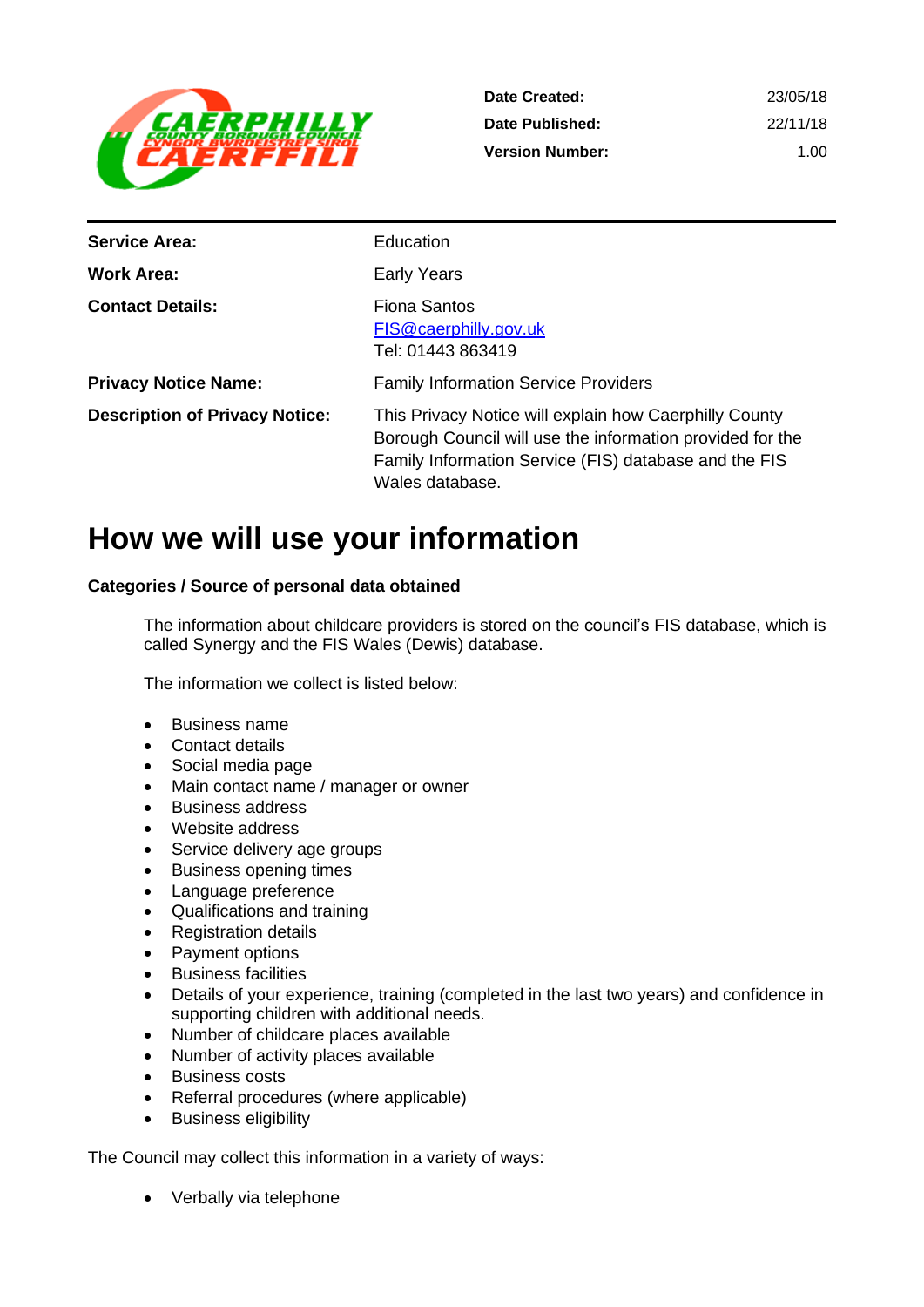| | |
|---|---|
| **Date Created:** | 23/05/18 |
| **Date Published:** | 22/11/18 |
| **Version Number:** | 1.00 |

| | |
|---|---|
| **Service Area:** | Education |
| **Work Area:** | Early Years |
| **Contact Details:** | Fiona Santos<br>FIS@caerphilly.gov.uk<br>Tel: 01443 863419 |
| **Privacy Notice Name:** | Family Information Service Providers |
| **Description of Privacy Notice:** | This Privacy Notice will explain how Caerphilly County Borough Council will use the information provided for the Family Information Service (FIS) database and the FIS Wales database. |

# How we will use your information

**Categories / Source of personal data obtained**

The information about childcare providers is stored on the council's FIS database, which is called Synergy and the FIS Wales (Dewis) database.

The information we collect is listed below:

- Business name
- Contact details
- Social media page
- Main contact name / manager or owner
- Business address
- Website address
- Service delivery age groups
- Business opening times
- Language preference
- Qualifications and training
- Registration details
- Payment options
- Business facilities
- Details of your experience, training (completed in the last two years) and confidence in supporting children with additional needs.
- Number of childcare places available
- Number of activity places available
- Business costs
- Referral procedures (where applicable)
- Business eligibility

The Council may collect this information in a variety of ways:

- Verbally via telephone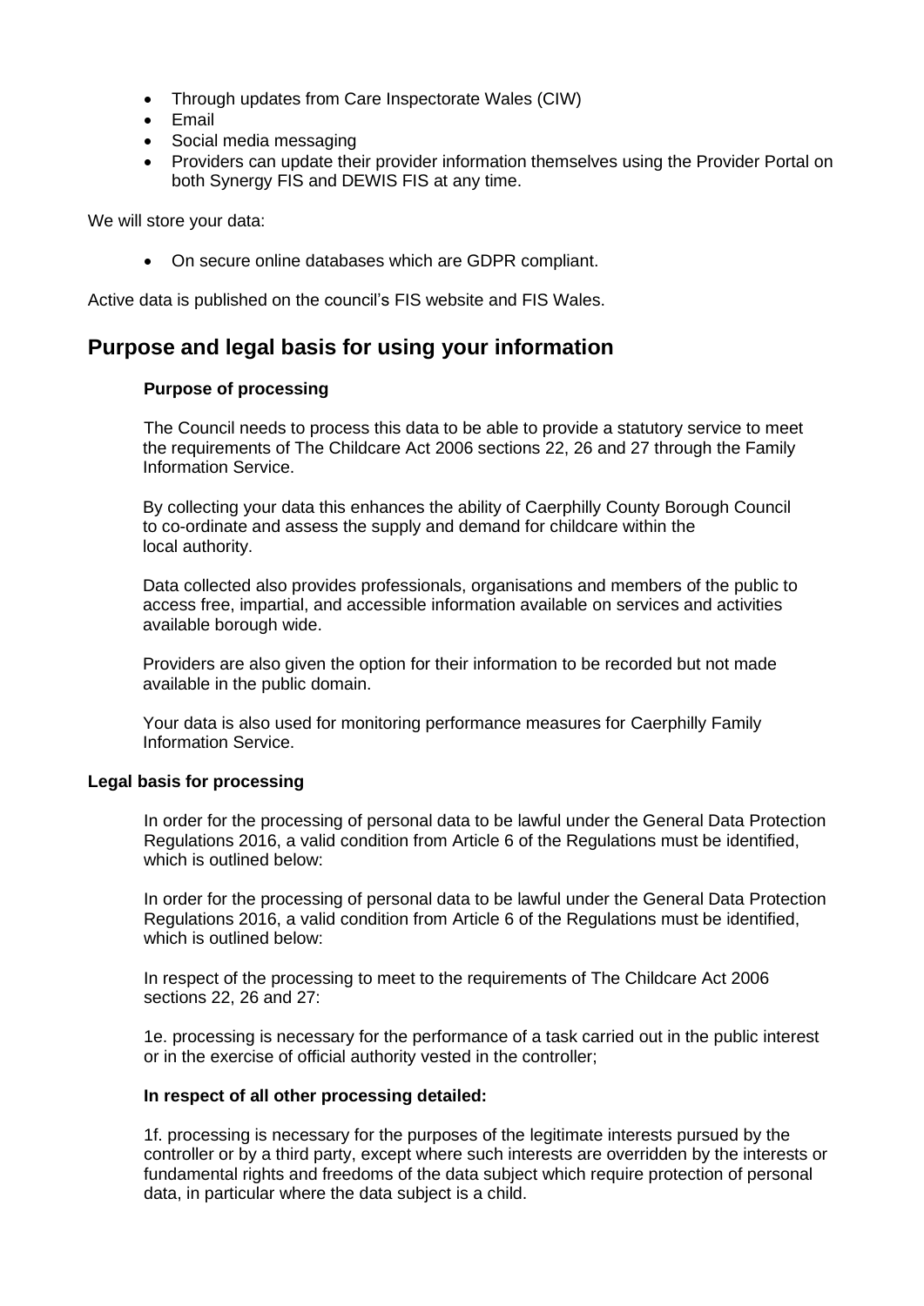- Through updates from Care Inspectorate Wales (CIW)
- Email
- Social media messaging
- Providers can update their provider information themselves using the Provider Portal on both Synergy FIS and DEWIS FIS at any time.

We will store your data:

- On secure online databases which are GDPR compliant.

Active data is published on the council's FIS website and FIS Wales.

## Purpose and legal basis for using your information

**Purpose of processing**

The Council needs to process this data to be able to provide a statutory service to meet the requirements of The Childcare Act 2006 sections 22, 26 and 27 through the Family Information Service.

By collecting your data this enhances the ability of Caerphilly County Borough Council to co-ordinate and assess the supply and demand for childcare within the local authority.

Data collected also provides professionals, organisations and members of the public to access free, impartial, and accessible information available on services and activities available borough wide.

Providers are also given the option for their information to be recorded but not made available in the public domain.

Your data is also used for monitoring performance measures for Caerphilly Family Information Service.

**Legal basis for processing**

In order for the processing of personal data to be lawful under the General Data Protection Regulations 2016, a valid condition from Article 6 of the Regulations must be identified, which is outlined below:

In order for the processing of personal data to be lawful under the General Data Protection Regulations 2016, a valid condition from Article 6 of the Regulations must be identified, which is outlined below:

In respect of the processing to meet to the requirements of The Childcare Act 2006 sections 22, 26 and 27:

1e. processing is necessary for the performance of a task carried out in the public interest or in the exercise of official authority vested in the controller;

**In respect of all other processing detailed:**

1f. processing is necessary for the purposes of the legitimate interests pursued by the controller or by a third party, except where such interests are overridden by the interests or fundamental rights and freedoms of the data subject which require protection of personal data, in particular where the data subject is a child.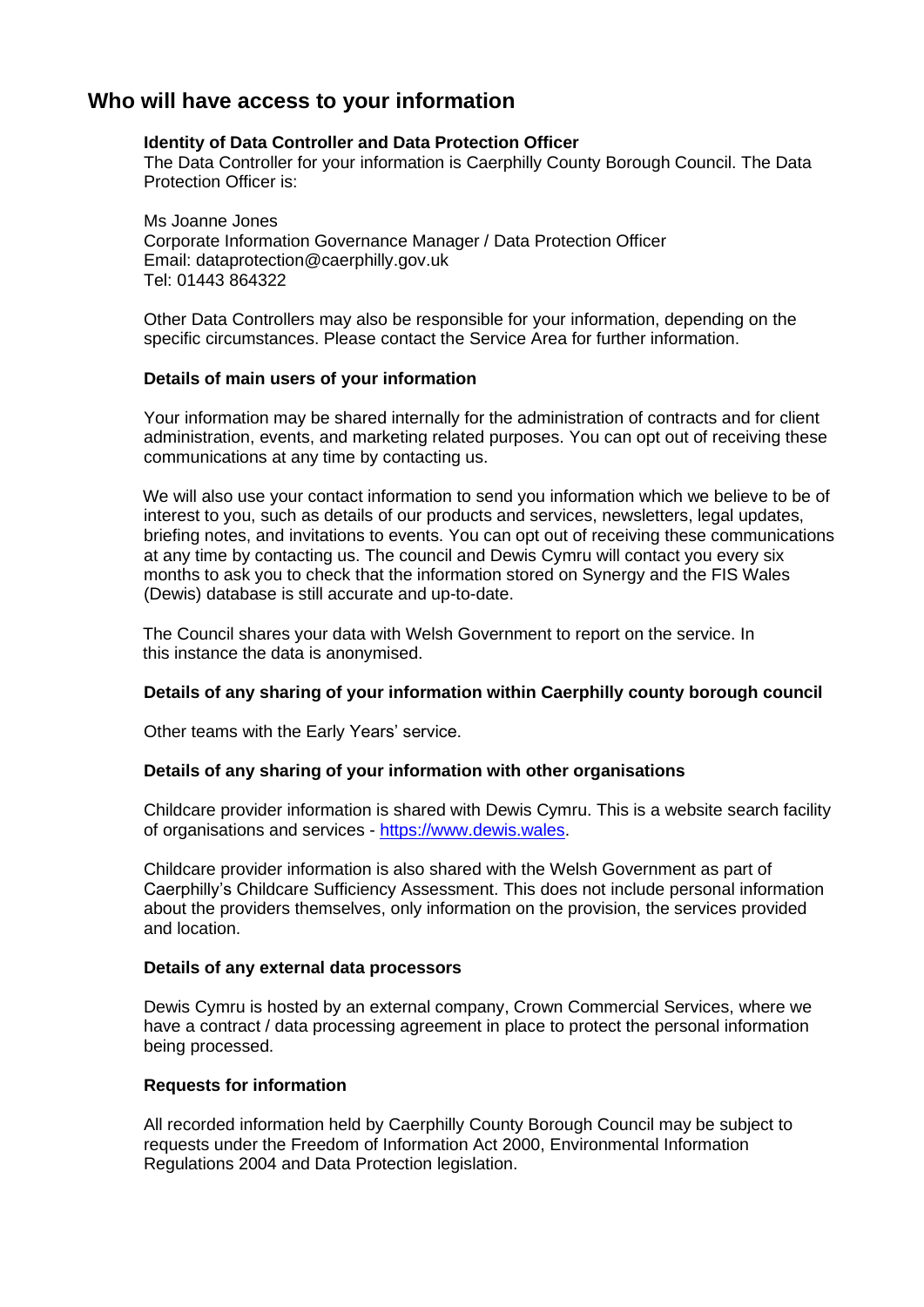## Who will have access to your information

**Identity of Data Controller and Data Protection Officer**

The Data Controller for your information is Caerphilly County Borough Council. The Data Protection Officer is:

Ms Joanne Jones
Corporate Information Governance Manager / Data Protection Officer
Email: dataprotection@caerphilly.gov.uk
Tel: 01443 864322

Other Data Controllers may also be responsible for your information, depending on the specific circumstances. Please contact the Service Area for further information.

**Details of main users of your information**

Your information may be shared internally for the administration of contracts and for client administration, events, and marketing related purposes. You can opt out of receiving these communications at any time by contacting us.

We will also use your contact information to send you information which we believe to be of interest to you, such as details of our products and services, newsletters, legal updates, briefing notes, and invitations to events. You can opt out of receiving these communications at any time by contacting us. The council and Dewis Cymru will contact you every six months to ask you to check that the information stored on Synergy and the FIS Wales (Dewis) database is still accurate and up-to-date.

The Council shares your data with Welsh Government to report on the service. In this instance the data is anonymised.

**Details of any sharing of your information within Caerphilly county borough council**

Other teams with the Early Years' service.

**Details of any sharing of your information with other organisations**

Childcare provider information is shared with Dewis Cymru. This is a website search facility of organisations and services - [https://www.dewis.wales](https://www.dewis.wales).

Childcare provider information is also shared with the Welsh Government as part of Caerphilly's Childcare Sufficiency Assessment. This does not include personal information about the providers themselves, only information on the provision, the services provided and location.

**Details of any external data processors**

Dewis Cymru is hosted by an external company, Crown Commercial Services, where we have a contract / data processing agreement in place to protect the personal information being processed.

**Requests for information**

All recorded information held by Caerphilly County Borough Council may be subject to requests under the Freedom of Information Act 2000, Environmental Information Regulations 2004 and Data Protection legislation.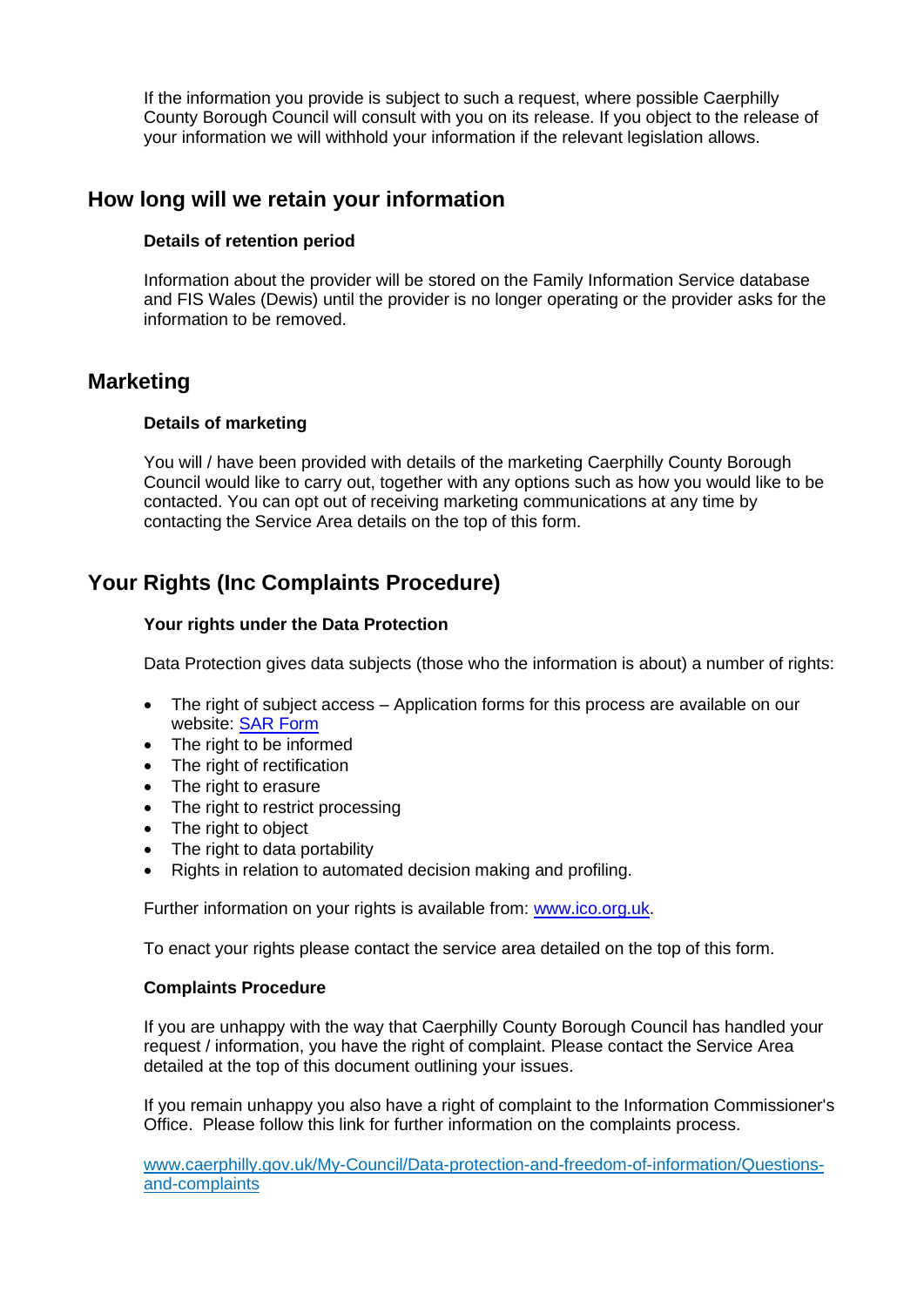If the information you provide is subject to such a request, where possible Caerphilly County Borough Council will consult with you on its release. If you object to the release of your information we will withhold your information if the relevant legislation allows.

## How long will we retain your information

### Details of retention period

Information about the provider will be stored on the Family Information Service database and FIS Wales (Dewis) until the provider is no longer operating or the provider asks for the information to be removed.

## Marketing

### Details of marketing

You will / have been provided with details of the marketing Caerphilly County Borough Council would like to carry out, together with any options such as how you would like to be contacted. You can opt out of receiving marketing communications at any time by contacting the Service Area details on the top of this form.

## Your Rights (Inc Complaints Procedure)

### Your rights under the Data Protection

Data Protection gives data subjects (those who the information is about) a number of rights:

- The right of subject access – Application forms for this process are available on our website: [SAR Form]
- The right to be informed
- The right of rectification
- The right to erasure
- The right to restrict processing
- The right to object
- The right to data portability
- Rights in relation to automated decision making and profiling.

Further information on your rights is available from: www.ico.org.uk.

To enact your rights please contact the service area detailed on the top of this form.

### Complaints Procedure

If you are unhappy with the way that Caerphilly County Borough Council has handled your request / information, you have the right of complaint. Please contact the Service Area detailed at the top of this document outlining your issues.

If you remain unhappy you also have a right of complaint to the Information Commissioner's Office. Please follow this link for further information on the complaints process.

www.caerphilly.gov.uk/My-Council/Data-protection-and-freedom-of-information/Questions-and-complaints